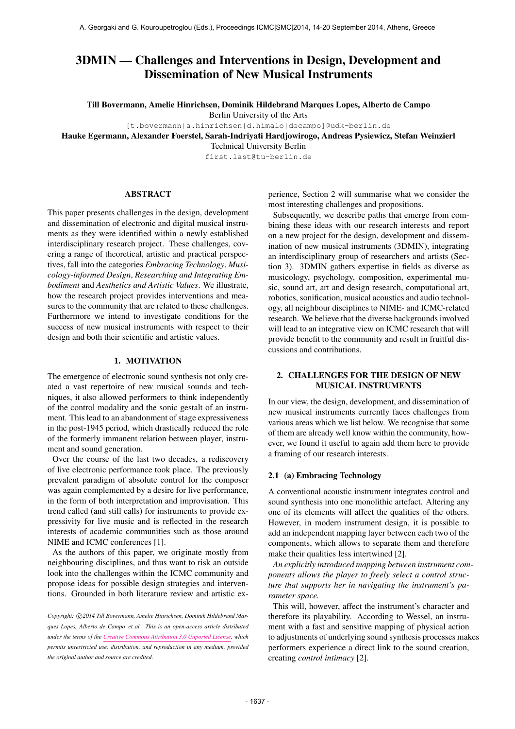# 3DMIN — Challenges and Interventions in Design, Development and Dissemination of New Musical Instruments

**Till Bovermann, Amelie Hinrichsen, Dominik Hildebrand Marques Lopes, Alberto de Campo**
Berlin University of the Arts
[t.bovermann|a.hinrichsen|d.himalo|decampo]@udk-berlin.de

**Hauke Egermann, Alexander Foerstel, Sarah-Indriyati Hardjowirogo, Andreas Pysiewicz, Stefan Weinzierl**
Technical University Berlin
first.last@tu-berlin.de

## ABSTRACT

This paper presents challenges in the design, development and dissemination of electronic and digital musical instruments as they were identified within a newly established interdisciplinary research project. These challenges, covering a range of theoretical, artistic and practical perspectives, fall into the categories *Embracing Technology*, *Musicology-informed Design*, *Researching and Integrating Embodiment* and *Aesthetics and Artistic Values*. We illustrate, how the research project provides interventions and measures to the community that are related to these challenges. Furthermore we intend to investigate conditions for the success of new musical instruments with respect to their design and both their scientific and artistic values.

## 1. MOTIVATION

The emergence of electronic sound synthesis not only created a vast repertoire of new musical sounds and techniques, it also allowed performers to think independently of the control modality and the sonic gestalt of an instrument. This lead to an abandonment of stage expressiveness in the post-1945 period, which drastically reduced the role of the formerly immanent relation between player, instrument and sound generation.

Over the course of the last two decades, a rediscovery of live electronic performance took place. The previously prevalent paradigm of absolute control for the composer was again complemented by a desire for live performance, in the form of both interpretation and improvisation. This trend called (and still calls) for instruments to provide expressivity for live music and is reflected in the research interests of academic communities such as those around NIME and ICMC conferences [1].

As the authors of this paper, we originate mostly from neighbouring disciplines, and thus want to risk an outside look into the challenges within the ICMC community and propose ideas for possible design strategies and interventions. Grounded in both literature review and artistic experience, Section 2 will summarise what we consider the most interesting challenges and propositions.

Subsequently, we describe paths that emerge from combining these ideas with our research interests and report on a new project for the design, development and dissemination of new musical instruments (3DMIN), integrating an interdisciplinary group of researchers and artists (Section 3). 3DMIN gathers expertise in fields as diverse as musicology, psychology, composition, experimental music, sound art, art and design research, computational art, robotics, sonification, musical acoustics and audio technology, all neighbour disciplines to NIME- and ICMC-related research. We believe that the diverse backgrounds involved will lead to an integrative view on ICMC research that will provide benefit to the community and result in fruitful discussions and contributions.

*Copyright: ©2014 Till Bovermann, Amelie Hinrichsen, Dominik Hildebrand Marques Lopes, Alberto de Campo et al. This is an open-access article distributed under the terms of the Creative Commons Attribution 3.0 Unported License, which permits unrestricted use, distribution, and reproduction in any medium, provided the original author and source are credited.*

## 2. CHALLENGES FOR THE DESIGN OF NEW MUSICAL INSTRUMENTS

In our view, the design, development, and dissemination of new musical instruments currently faces challenges from various areas which we list below. We recognise that some of them are already well know within the community, however, we found it useful to again add them here to provide a framing of our research interests.

### 2.1 (a) Embracing Technology

A conventional acoustic instrument integrates control and sound synthesis into one monolithic artefact. Altering any one of its elements will affect the qualities of the others. However, in modern instrument design, it is possible to add an independent mapping layer between each two of the components, which allows to separate them and therefore make their qualities less intertwined [2].

*An explicitly introduced mapping between instrument components allows the player to freely select a control structure that supports her in navigating the instrument's parameter space.*

This will, however, affect the instrument's character and therefore its playability. According to Wessel, an instrument with a fast and sensitive mapping of physical action to adjustments of underlying sound synthesis processes makes performers experience a direct link to the sound creation, creating *control intimacy* [2].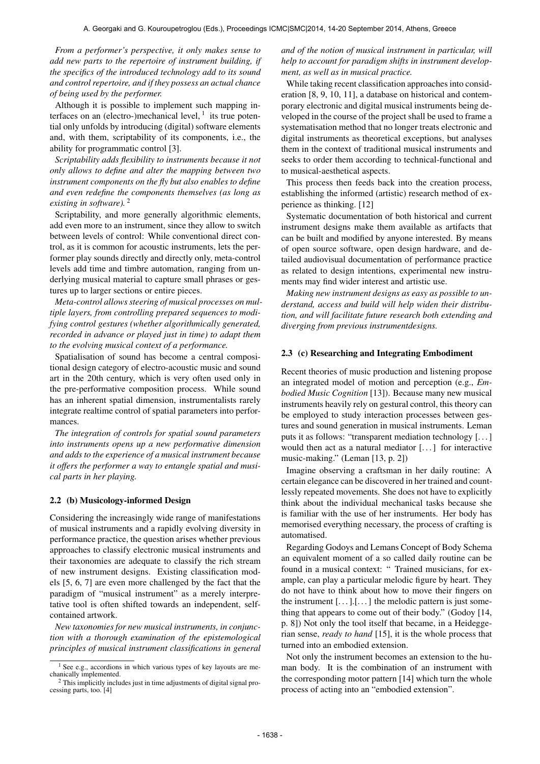*From a performer's perspective, it only makes sense to add new parts to the repertoire of instrument building, if the specifics of the introduced technology add to its sound and control repertoire, and if they possess an actual chance of being used by the performer.*

Although it is possible to implement such mapping interfaces on an (electro-)mechanical level, [1] its true potential only unfolds by introducing (digital) software elements and, with them, scriptability of its components, i.e., the ability for programmatic control [3].

*Scriptability adds flexibility to instruments because it not only allows to define and alter the mapping between two instrument components on the fly but also enables to define and even redefine the components themselves (as long as existing in software).* [2]

Scriptability, and more generally algorithmic elements, add even more to an instrument, since they allow to switch between levels of control: While conventional direct control, as it is common for acoustic instruments, lets the performer play sounds directly and directly only, meta-control levels add time and timbre automation, ranging from underlying musical material to capture small phrases or gestures up to larger sections or entire pieces.

*Meta-control allows steering of musical processes on multiple layers, from controlling prepared sequences to modifying control gestures (whether algorithmically generated, recorded in advance or played just in time) to adapt them to the evolving musical context of a performance.*

Spatialisation of sound has become a central compositional design category of electro-acoustic music and sound art in the 20th century, which is very often used only in the pre-performative composition process. While sound has an inherent spatial dimension, instrumentalists rarely integrate realtime control of spatial parameters into performances.

*The integration of controls for spatial sound parameters into instruments opens up a new performative dimension and adds to the experience of a musical instrument because it offers the performer a way to entangle spatial and musical parts in her playing.*

### 2.2 (b) Musicology-informed Design

Considering the increasingly wide range of manifestations of musical instruments and a rapidly evolving diversity in performance practice, the question arises whether previous approaches to classify electronic musical instruments and their taxonomies are adequate to classify the rich stream of new instrument designs. Existing classification models [5, 6, 7] are even more challenged by the fact that the paradigm of "musical instrument" as a merely interpretative tool is often shifted towards an independent, self-contained artwork.

*New taxonomies for new musical instruments, in conjunction with a thorough examination of the epistemological principles of musical instrument classifications in general and of the notion of musical instrument in particular, will help to account for paradigm shifts in instrument development, as well as in musical practice.*

While taking recent classification approaches into consideration [8, 9, 10, 11], a database on historical and contemporary electronic and digital musical instruments being developed in the course of the project shall be used to frame a systematisation method that no longer treats electronic and digital instruments as theoretical exceptions, but analyses them in the context of traditional musical instruments and seeks to order them according to technical-functional and to musical-aesthetical aspects.

This process then feeds back into the creation process, establishing the informed (artistic) research method of experience as thinking. [12]

Systematic documentation of both historical and current instrument designs make them available as artifacts that can be built and modified by anyone interested. By means of open source software, open design hardware, and detailed audiovisual documentation of performance practice as related to design intentions, experimental new instruments may find wider interest and artistic use.

*Making new instrument designs as easy as possible to understand, access and build will help widen their distribution, and will facilitate future research both extending and diverging from previous instrumentdesigns.*

### 2.3 (c) Researching and Integrating Embodiment

Recent theories of music production and listening propose an integrated model of motion and perception (e.g., *Embodied Music Cognition* [13]). Because many new musical instruments heavily rely on gestural control, this theory can be employed to study interaction processes between gestures and sound generation in musical instruments. Leman puts it as follows: "transparent mediation technology [. . . ] would then act as a natural mediator [. . . ] for interactive music-making." (Leman [13, p. 2])

Imagine observing a craftsman in her daily routine: A certain elegance can be discovered in her trained and countlessly repeated movements. She does not have to explicitly think about the individual mechanical tasks because she is familiar with the use of her instruments. Her body has memorised everything necessary, the process of crafting is automatised.

Regarding Godoys and Lemans Concept of Body Schema an equivalent moment of a so called daily routine can be found in a musical context: " Trained musicians, for example, can play a particular melodic figure by heart. They do not have to think about how to move their fingers on the instrument [. . . ].[. . . ] the melodic pattern is just something that appears to come out of their body." (Godoy [14, p. 8]) Not only the tool itself that became, in a Heideggerian sense, *ready to hand* [15], it is the whole process that turned into an embodied extension.

Not only the instrument becomes an extension to the human body. It is the combination of an instrument with the corresponding motor pattern [14] which turn the whole process of acting into an "embodied extension".

[1] See e.g., accordions in which various types of key layouts are mechanically implemented.

[2] This implicitly includes just in time adjustments of digital signal processing parts, too. [4]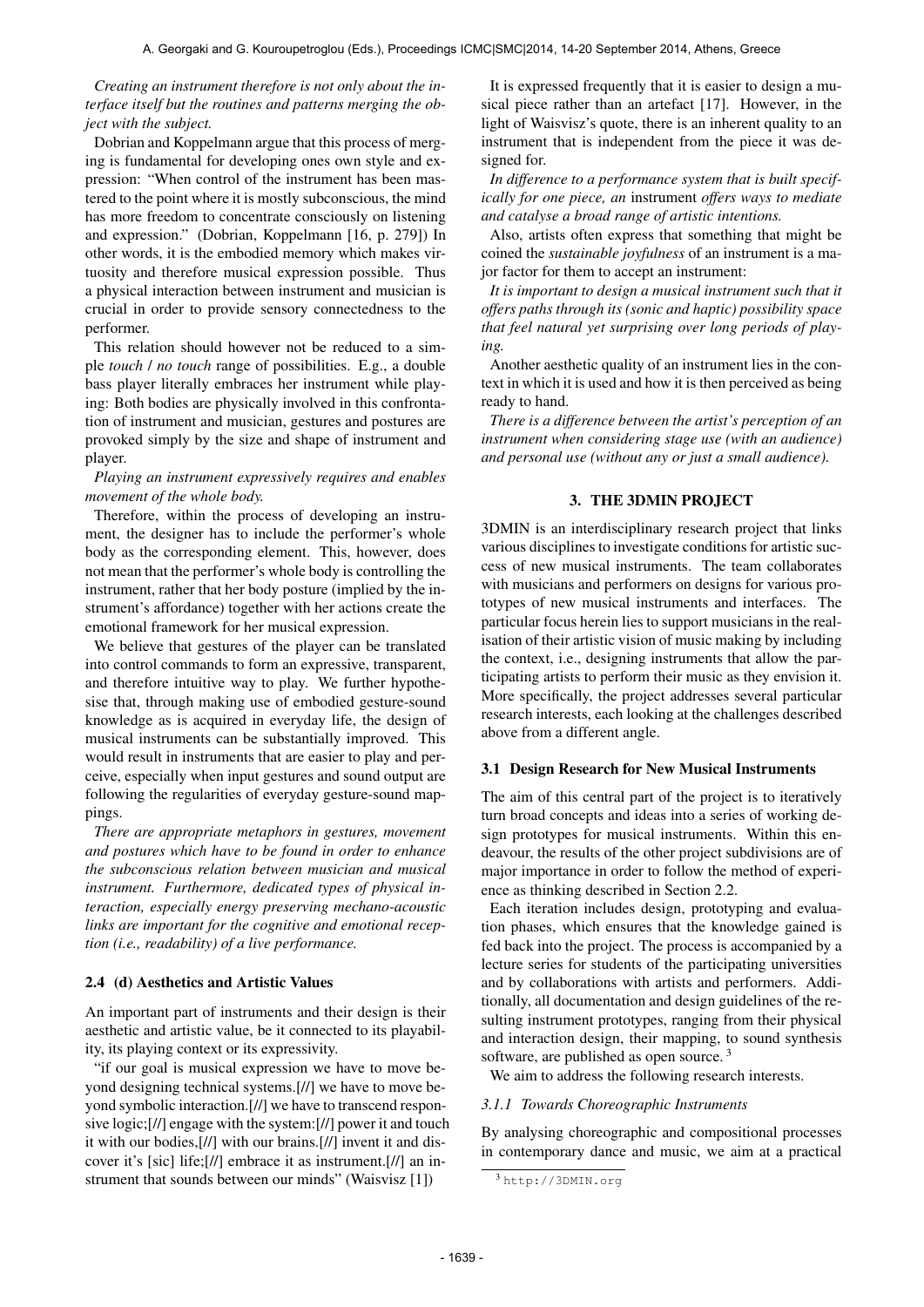*Creating an instrument therefore is not only about the interface itself but the routines and patterns merging the object with the subject.*

Dobrian and Koppelmann argue that this process of merging is fundamental for developing ones own style and expression: "When control of the instrument has been mastered to the point where it is mostly subconscious, the mind has more freedom to concentrate consciously on listening and expression." (Dobrian, Koppelmann [16, p. 279]) In other words, it is the embodied memory which makes virtuosity and therefore musical expression possible. Thus a physical interaction between instrument and musician is crucial in order to provide sensory connectedness to the performer.

This relation should however not be reduced to a simple *touch* / *no touch* range of possibilities. E.g., a double bass player literally embraces her instrument while playing: Both bodies are physically involved in this confrontation of instrument and musician, gestures and postures are provoked simply by the size and shape of instrument and player.

*Playing an instrument expressively requires and enables movement of the whole body.*

Therefore, within the process of developing an instrument, the designer has to include the performer's whole body as the corresponding element. This, however, does not mean that the performer's whole body is controlling the instrument, rather that her body posture (implied by the instrument's affordance) together with her actions create the emotional framework for her musical expression.

We believe that gestures of the player can be translated into control commands to form an expressive, transparent, and therefore intuitive way to play. We further hypothesise that, through making use of embodied gesture-sound knowledge as is acquired in everyday life, the design of musical instruments can be substantially improved. This would result in instruments that are easier to play and perceive, especially when input gestures and sound output are following the regularities of everyday gesture-sound mappings.

*There are appropriate metaphors in gestures, movement and postures which have to be found in order to enhance the subconscious relation between musician and musical instrument. Furthermore, dedicated types of physical interaction, especially energy preserving mechano-acoustic links are important for the cognitive and emotional reception (i.e., readability) of a live performance.*

### 2.4 (d) Aesthetics and Artistic Values

An important part of instruments and their design is their aesthetic and artistic value, be it connected to its playability, its playing context or its expressivity.

"if our goal is musical expression we have to move beyond designing technical systems.[//] we have to move beyond symbolic interaction.[//] we have to transcend responsive logic;[//] engage with the system:[//] power it and touch it with our bodies,[//] with our brains.[//] invent it and discover it's [sic] life;[//] embrace it as instrument.[//] an instrument that sounds between our minds" (Waisvisz [1])

It is expressed frequently that it is easier to design a musical piece rather than an artefact [17]. However, in the light of Waisvisz's quote, there is an inherent quality to an instrument that is independent from the piece it was designed for.

*In difference to a performance system that is built specifically for one piece, an* instrument *offers ways to mediate and catalyse a broad range of artistic intentions.*

Also, artists often express that something that might be coined the *sustainable joyfulness* of an instrument is a major factor for them to accept an instrument:

*It is important to design a musical instrument such that it offers paths through its (sonic and haptic) possibility space that feel natural yet surprising over long periods of playing.*

Another aesthetic quality of an instrument lies in the context in which it is used and how it is then perceived as being ready to hand.

*There is a difference between the artist's perception of an instrument when considering stage use (with an audience) and personal use (without any or just a small audience).*

## 3. THE 3DMIN PROJECT

3DMIN is an interdisciplinary research project that links various disciplines to investigate conditions for artistic success of new musical instruments. The team collaborates with musicians and performers on designs for various prototypes of new musical instruments and interfaces. The particular focus herein lies to support musicians in the realisation of their artistic vision of music making by including the context, i.e., designing instruments that allow the participating artists to perform their music as they envision it. More specifically, the project addresses several particular research interests, each looking at the challenges described above from a different angle.

### 3.1 Design Research for New Musical Instruments

The aim of this central part of the project is to iteratively turn broad concepts and ideas into a series of working design prototypes for musical instruments. Within this endeavour, the results of the other project subdivisions are of major importance in order to follow the method of experience as thinking described in Section 2.2.

Each iteration includes design, prototyping and evaluation phases, which ensures that the knowledge gained is fed back into the project. The process is accompanied by a lecture series for students of the participating universities and by collaborations with artists and performers. Additionally, all documentation and design guidelines of the resulting instrument prototypes, ranging from their physical and interaction design, their mapping, to sound synthesis software, are published as open source. [3]

We aim to address the following research interests.

#### 3.1.1 Towards Choreographic Instruments

By analysing choreographic and compositional processes in contemporary dance and music, we aim at a practical

[3] http://3DMIN.org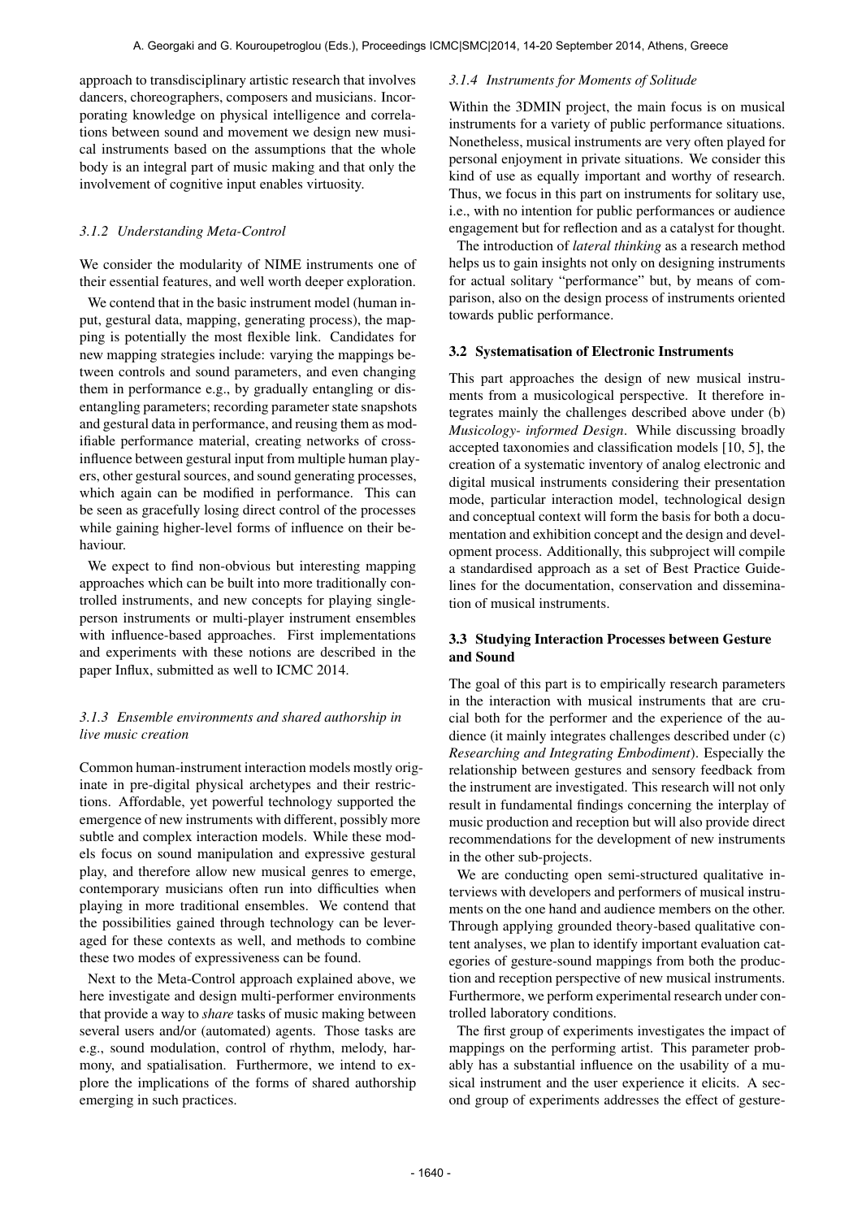approach to transdisciplinary artistic research that involves dancers, choreographers, composers and musicians. Incorporating knowledge on physical intelligence and correlations between sound and movement we design new musical instruments based on the assumptions that the whole body is an integral part of music making and that only the involvement of cognitive input enables virtuosity.

#### *3.1.2 Understanding Meta-Control*

We consider the modularity of NIME instruments one of their essential features, and well worth deeper exploration.

We contend that in the basic instrument model (human input, gestural data, mapping, generating process), the mapping is potentially the most flexible link. Candidates for new mapping strategies include: varying the mappings between controls and sound parameters, and even changing them in performance e.g., by gradually entangling or disentangling parameters; recording parameter state snapshots and gestural data in performance, and reusing them as modifiable performance material, creating networks of cross-influence between gestural input from multiple human players, other gestural sources, and sound generating processes, which again can be modified in performance. This can be seen as gracefully losing direct control of the processes while gaining higher-level forms of influence on their behaviour.

We expect to find non-obvious but interesting mapping approaches which can be built into more traditionally controlled instruments, and new concepts for playing single-person instruments or multi-player instrument ensembles with influence-based approaches. First implementations and experiments with these notions are described in the paper Influx, submitted as well to ICMC 2014.

#### *3.1.3 Ensemble environments and shared authorship in live music creation*

Common human-instrument interaction models mostly originate in pre-digital physical archetypes and their restrictions. Affordable, yet powerful technology supported the emergence of new instruments with different, possibly more subtle and complex interaction models. While these models focus on sound manipulation and expressive gestural play, and therefore allow new musical genres to emerge, contemporary musicians often run into difficulties when playing in more traditional ensembles. We contend that the possibilities gained through technology can be leveraged for these contexts as well, and methods to combine these two modes of expressiveness can be found.

Next to the Meta-Control approach explained above, we here investigate and design multi-performer environments that provide a way to *share* tasks of music making between several users and/or (automated) agents. Those tasks are e.g., sound modulation, control of rhythm, melody, harmony, and spatialisation. Furthermore, we intend to explore the implications of the forms of shared authorship emerging in such practices.

#### *3.1.4 Instruments for Moments of Solitude*

Within the 3DMIN project, the main focus is on musical instruments for a variety of public performance situations. Nonetheless, musical instruments are very often played for personal enjoyment in private situations. We consider this kind of use as equally important and worthy of research. Thus, we focus in this part on instruments for solitary use, i.e., with no intention for public performances or audience engagement but for reflection and as a catalyst for thought.

The introduction of *lateral thinking* as a research method helps us to gain insights not only on designing instruments for actual solitary "performance" but, by means of comparison, also on the design process of instruments oriented towards public performance.

### 3.2 Systematisation of Electronic Instruments

This part approaches the design of new musical instruments from a musicological perspective. It therefore integrates mainly the challenges described above under (b) *Musicology- informed Design*. While discussing broadly accepted taxonomies and classification models [10, 5], the creation of a systematic inventory of analog electronic and digital musical instruments considering their presentation mode, particular interaction model, technological design and conceptual context will form the basis for both a documentation and exhibition concept and the design and development process. Additionally, this subproject will compile a standardised approach as a set of Best Practice Guidelines for the documentation, conservation and dissemination of musical instruments.

### 3.3 Studying Interaction Processes between Gesture and Sound

The goal of this part is to empirically research parameters in the interaction with musical instruments that are crucial both for the performer and the experience of the audience (it mainly integrates challenges described under (c) *Researching and Integrating Embodiment*). Especially the relationship between gestures and sensory feedback from the instrument are investigated. This research will not only result in fundamental findings concerning the interplay of music production and reception but will also provide direct recommendations for the development of new instruments in the other sub-projects.

We are conducting open semi-structured qualitative interviews with developers and performers of musical instruments on the one hand and audience members on the other. Through applying grounded theory-based qualitative content analyses, we plan to identify important evaluation categories of gesture-sound mappings from both the production and reception perspective of new musical instruments. Furthermore, we perform experimental research under controlled laboratory conditions.

The first group of experiments investigates the impact of mappings on the performing artist. This parameter probably has a substantial influence on the usability of a musical instrument and the user experience it elicits. A second group of experiments addresses the effect of gesture-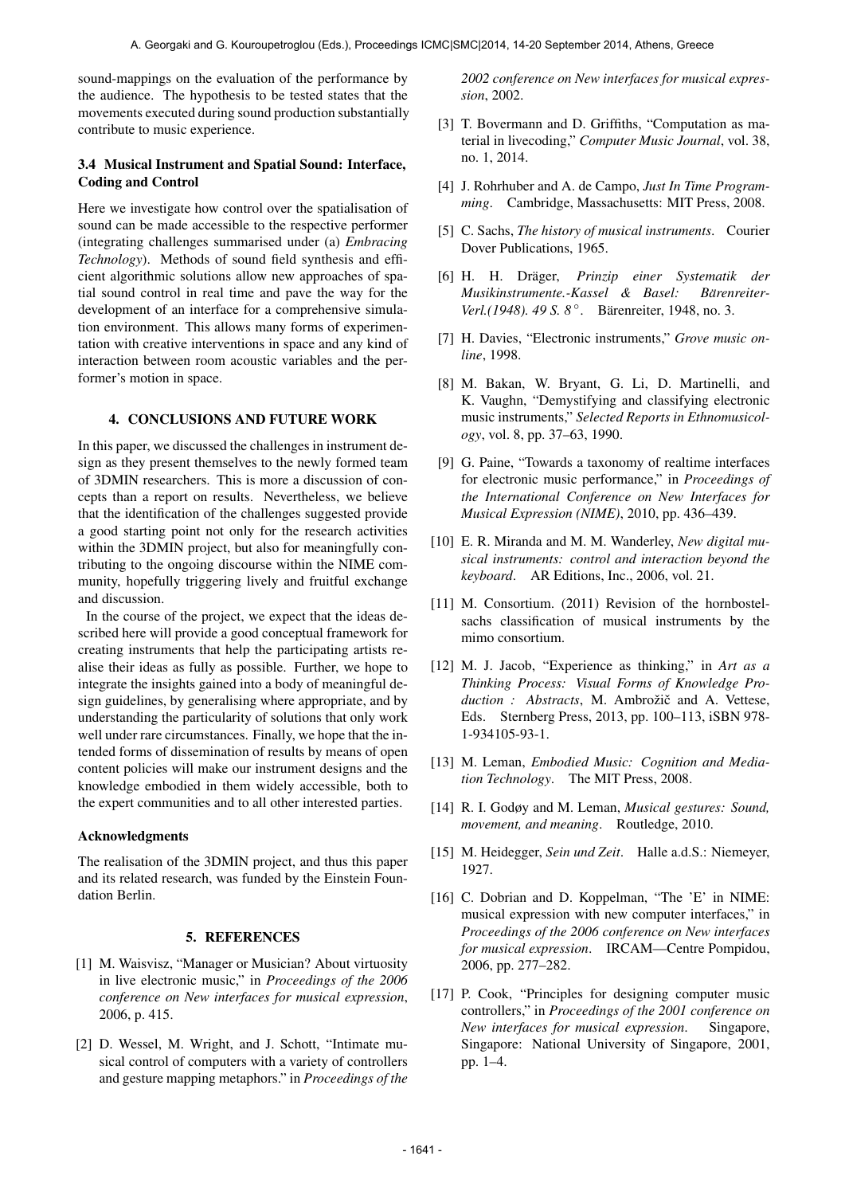sound-mappings on the evaluation of the performance by the audience. The hypothesis to be tested states that the movements executed during sound production substantially contribute to music experience.

### 3.4 Musical Instrument and Spatial Sound: Interface, Coding and Control

Here we investigate how control over the spatialisation of sound can be made accessible to the respective performer (integrating challenges summarised under (a) *Embracing Technology*). Methods of sound field synthesis and efficient algorithmic solutions allow new approaches of spatial sound control in real time and pave the way for the development of an interface for a comprehensive simulation environment. This allows many forms of experimentation with creative interventions in space and any kind of interaction between room acoustic variables and the performer's motion in space.

## 4. CONCLUSIONS AND FUTURE WORK

In this paper, we discussed the challenges in instrument design as they present themselves to the newly formed team of 3DMIN researchers. This is more a discussion of concepts than a report on results. Nevertheless, we believe that the identification of the challenges suggested provide a good starting point not only for the research activities within the 3DMIN project, but also for meaningfully contributing to the ongoing discourse within the NIME community, hopefully triggering lively and fruitful exchange and discussion.

In the course of the project, we expect that the ideas described here will provide a good conceptual framework for creating instruments that help the participating artists realise their ideas as fully as possible. Further, we hope to integrate the insights gained into a body of meaningful design guidelines, by generalising where appropriate, and by understanding the particularity of solutions that only work well under rare circumstances. Finally, we hope that the intended forms of dissemination of results by means of open content policies will make our instrument designs and the knowledge embodied in them widely accessible, both to the expert communities and to all other interested parties.

### Acknowledgments

The realisation of the 3DMIN project, and thus this paper and its related research, was funded by the Einstein Foundation Berlin.

## 5. REFERENCES

[1] M. Waisvisz, "Manager or Musician? About virtuosity in live electronic music," in *Proceedings of the 2006 conference on New interfaces for musical expression*, 2006, p. 415.

[2] D. Wessel, M. Wright, and J. Schott, "Intimate musical control of computers with a variety of controllers and gesture mapping metaphors." in *Proceedings of the 2002 conference on New interfaces for musical expression*, 2002.

[3] T. Bovermann and D. Griffiths, "Computation as material in livecoding," *Computer Music Journal*, vol. 38, no. 1, 2014.

[4] J. Rohrhuber and A. de Campo, *Just In Time Programming*. Cambridge, Massachusetts: MIT Press, 2008.

[5] C. Sachs, *The history of musical instruments*. Courier Dover Publications, 1965.

[6] H. H. Dräger, *Prinzip einer Systematik der Musikinstrumente.-Kassel & Basel: Bärenreiter-Verl.(1948). 49 S. 8°*. Bärenreiter, 1948, no. 3.

[7] H. Davies, "Electronic instruments," *Grove music online*, 1998.

[8] M. Bakan, W. Bryant, G. Li, D. Martinelli, and K. Vaughn, "Demystifying and classifying electronic music instruments," *Selected Reports in Ethnomusicology*, vol. 8, pp. 37–63, 1990.

[9] G. Paine, "Towards a taxonomy of realtime interfaces for electronic music performance," in *Proceedings of the International Conference on New Interfaces for Musical Expression (NIME)*, 2010, pp. 436–439.

[10] E. R. Miranda and M. M. Wanderley, *New digital musical instruments: control and interaction beyond the keyboard*. AR Editions, Inc., 2006, vol. 21.

[11] M. Consortium. (2011) Revision of the hornbostel-sachs classification of musical instruments by the mimo consortium.

[12] M. J. Jacob, "Experience as thinking," in *Art as a Thinking Process: Visual Forms of Knowledge Production : Abstracts*, M. Ambrožič and A. Vettese, Eds. Sternberg Press, 2013, pp. 100–113, iSBN 978-1-934105-93-1.

[13] M. Leman, *Embodied Music: Cognition and Mediation Technology*. The MIT Press, 2008.

[14] R. I. Godøy and M. Leman, *Musical gestures: Sound, movement, and meaning*. Routledge, 2010.

[15] M. Heidegger, *Sein und Zeit*. Halle a.d.S.: Niemeyer, 1927.

[16] C. Dobrian and D. Koppelman, "The 'E' in NIME: musical expression with new computer interfaces," in *Proceedings of the 2006 conference on New interfaces for musical expression*. IRCAM—Centre Pompidou, 2006, pp. 277–282.

[17] P. Cook, "Principles for designing computer music controllers," in *Proceedings of the 2001 conference on New interfaces for musical expression*. Singapore, Singapore: National University of Singapore, 2001, pp. 1–4.